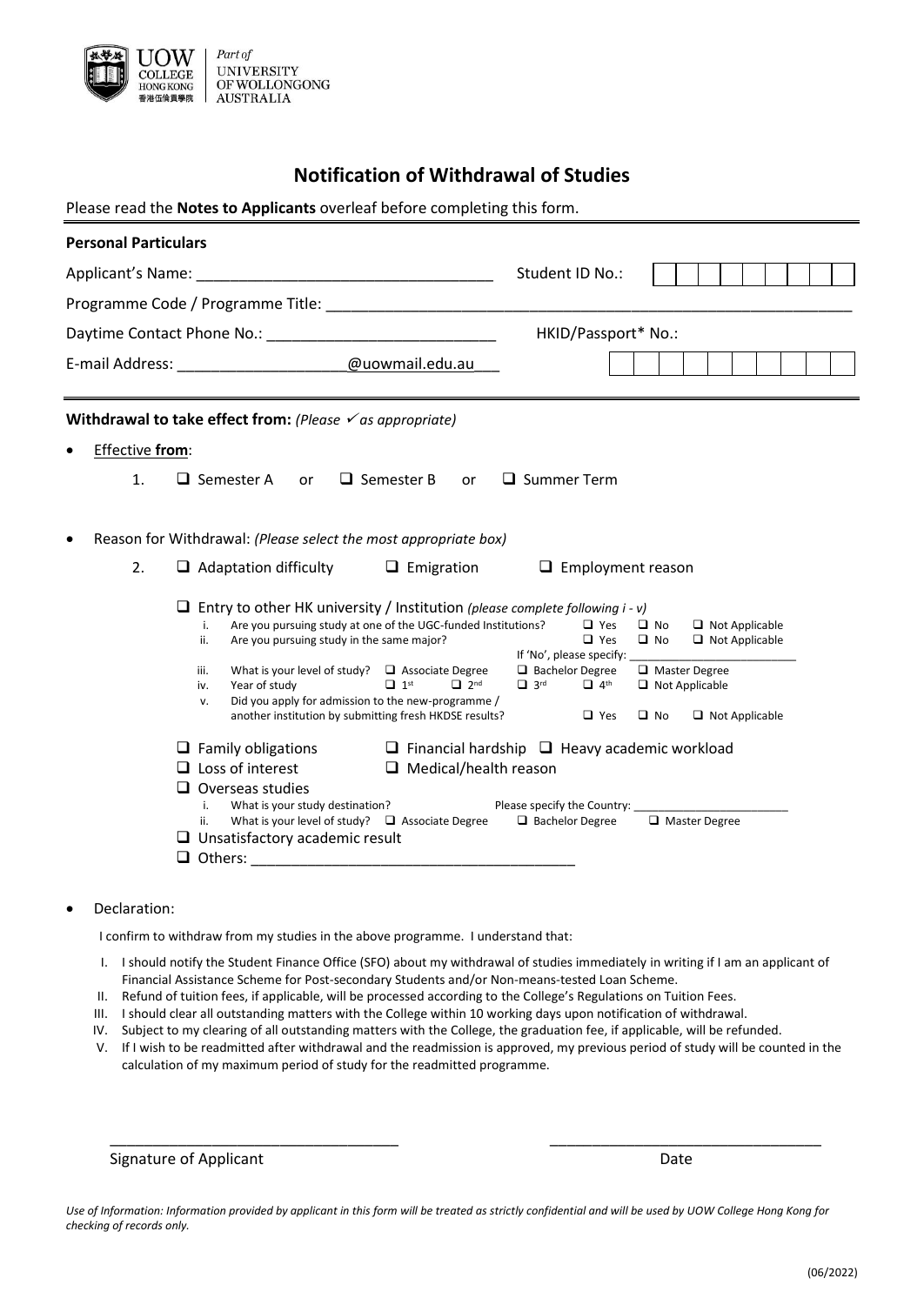UOW COLLEGE HONG KONG 香港伍倫貢學院 | Part of UNIVERSITY OF WOLLONGONG AUSTRALIA

# Notification of Withdrawal of Studies

Please read the **Notes to Applicants** overleaf before completing this form.

**Personal Particulars**

Applicant's Name: ___________________________________ Student ID No.: [ | | | | | | | | | ]

Programme Code / Programme Title: ___________________________________________________________________

Daytime Contact Phone No.: ____________________________ HKID/Passport* No.: [ | | | | | | | | | | ]

E-mail Address: ____________________@uowmail.edu.au___

**Withdrawal to take effect from:** *(Please ✓ as appropriate)*

- Effective **from**:

  1. ❑ Semester A or ❑ Semester B or ❑ Summer Term

- Reason for Withdrawal: *(Please select the most appropriate box)*

  2. ❑ Adaptation difficulty ❑ Emigration ❑ Employment reason

     ❑ Entry to other HK university / Institution *(please complete following i - v)*
     - i. Are you pursuing study at one of the UGC-funded Institutions? ❑ Yes ❑ No ❑ Not Applicable
     - ii. Are you pursuing study in the same major? ❑ Yes ❑ No ❑ Not Applicable
       If 'No', please specify: ____________________________
     - iii. What is your level of study? ❑ Associate Degree ❑ Bachelor Degree ❑ Master Degree
     - iv. Year of study ❑ 1st ❑ 2nd ❑ 3rd ❑ 4th ❑ Not Applicable
     - v. Did you apply for admission to the new-programme / another institution by submitting fresh HKDSE results? ❑ Yes ❑ No ❑ Not Applicable

     ❑ Family obligations ❑ Financial hardship ❑ Heavy academic workload
     ❑ Loss of interest ❑ Medical/health reason
     ❑ Overseas studies
     - i. What is your study destination? Please specify the Country: ________________________
     - ii. What is your level of study? ❑ Associate Degree ❑ Bachelor Degree ❑ Master Degree

     ❑ Unsatisfactory academic result
     ❑ Others: _________________________________________

- Declaration:

  I confirm to withdraw from my studies in the above programme. I understand that:

  - I. I should notify the Student Finance Office (SFO) about my withdrawal of studies immediately in writing if I am an applicant of Financial Assistance Scheme for Post-secondary Students and/or Non-means-tested Loan Scheme.
  - II. Refund of tuition fees, if applicable, will be processed according to the College's Regulations on Tuition Fees.
  - III. I should clear all outstanding matters with the College within 10 working days upon notification of withdrawal.
  - IV. Subject to my clearing of all outstanding matters with the College, the graduation fee, if applicable, will be refunded.
  - V. If I wish to be readmitted after withdrawal and the readmission is approved, my previous period of study will be counted in the calculation of my maximum period of study for the readmitted programme.

___________________________________ ___________________________________

Signature of Applicant Date

*Use of Information: Information provided by applicant in this form will be treated as strictly confidential and will be used by UOW College Hong Kong for checking of records only.*

(06/2022)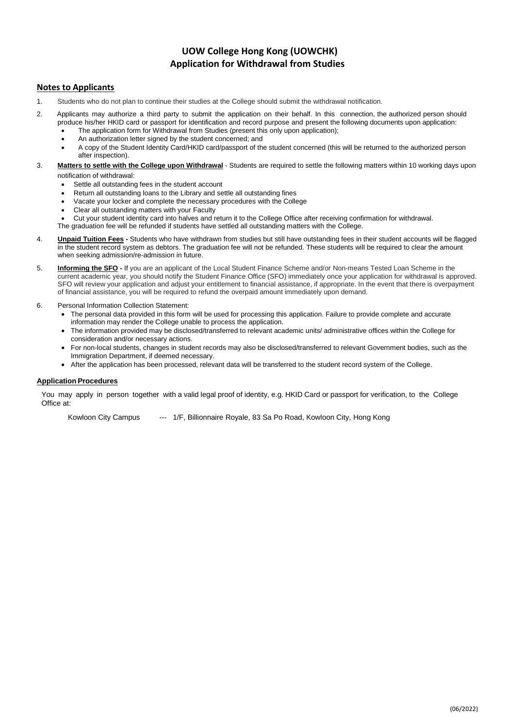# UOW College Hong Kong (UOWCHK)
# Application for Withdrawal from Studies

## Notes to Applicants

1. Students who do not plan to continue their studies at the College should submit the withdrawal notification.
2. Applicants may authorize a third party to submit the application on their behalf. In this connection, the authorized person should produce his/her HKID card or passport for identification and record purpose and present the following documents upon application:
   - The application form for Withdrawal from Studies (present this only upon application);
   - An authorization letter signed by the student concerned; and
   - A copy of the Student Identity Card/HKID card/passport of the student concerned (this will be returned to the authorized person after inspection).
3. **Matters to settle with the College upon Withdrawal** - Students are required to settle the following matters within 10 working days upon notification of withdrawal:
   - Settle all outstanding fees in the student account
   - Return all outstanding loans to the Library and settle all outstanding fines
   - Vacate your locker and complete the necessary procedures with the College
   - Clear all outstanding matters with your Faculty
   - Cut your student identity card into halves and return it to the College Office after receiving confirmation for withdrawal.

   The graduation fee will be refunded if students have settled all outstanding matters with the College.
4. **Unpaid Tuition Fees -** Students who have withdrawn from studies but still have outstanding fees in their student accounts will be flagged in the student record system as debtors. The graduation fee will not be refunded. These students will be required to clear the amount when seeking admission/re-admission in future.
5. **Informing the SFO -** If you are an applicant of the Local Student Finance Scheme and/or Non-means Tested Loan Scheme in the current academic year, you should notify the Student Finance Office (SFO) immediately once your application for withdrawal is approved. SFO will review your application and adjust your entitlement to financial assistance, if appropriate. In the event that there is overpayment of financial assistance, you will be required to refund the overpaid amount immediately upon demand.
6. Personal Information Collection Statement:
   - The personal data provided in this form will be used for processing this application. Failure to provide complete and accurate information may render the College unable to process the application.
   - The information provided may be disclosed/transferred to relevant academic units/ administrative offices within the College for consideration and/or necessary actions.
   - For non-local students, changes in student records may also be disclosed/transferred to relevant Government bodies, such as the Immigration Department, if deemed necessary.
   - After the application has been processed, relevant data will be transferred to the student record system of the College.

### Application Procedures

You may apply in person together with a valid legal proof of identity, e.g. HKID Card or passport for verification, to the College Office at:

Kowloon City Campus --- 1/F, Billionnaire Royale, 83 Sa Po Road, Kowloon City, Hong Kong

(06/2022)